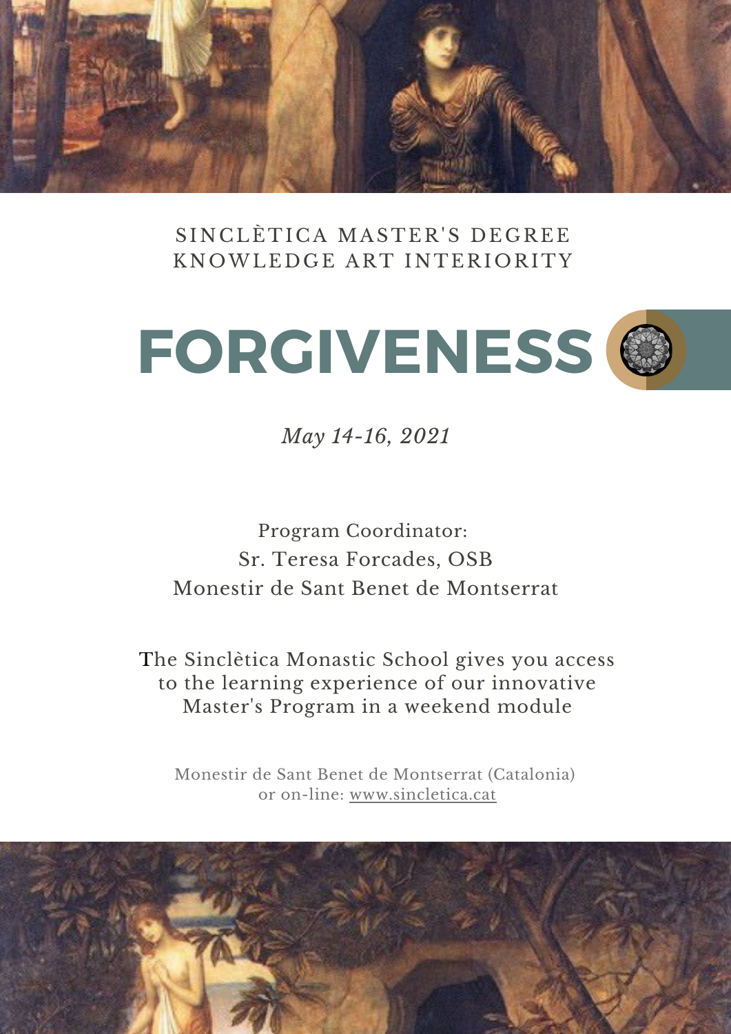SINCLÈTICA MASTER'S DEGREE
KNOWLEDGE ART INTERIORITY

# FORGIVENESS

*May 14-16, 2021*

Program Coordinator:
Sr. Teresa Forcades, OSB
Monestir de Sant Benet de Montserrat

The Sinclètica Monastic School gives you access to the learning experience of our innovative Master's Program in a weekend module

Monestir de Sant Benet de Montserrat (Catalonia)
or on-line: www.sincletica.cat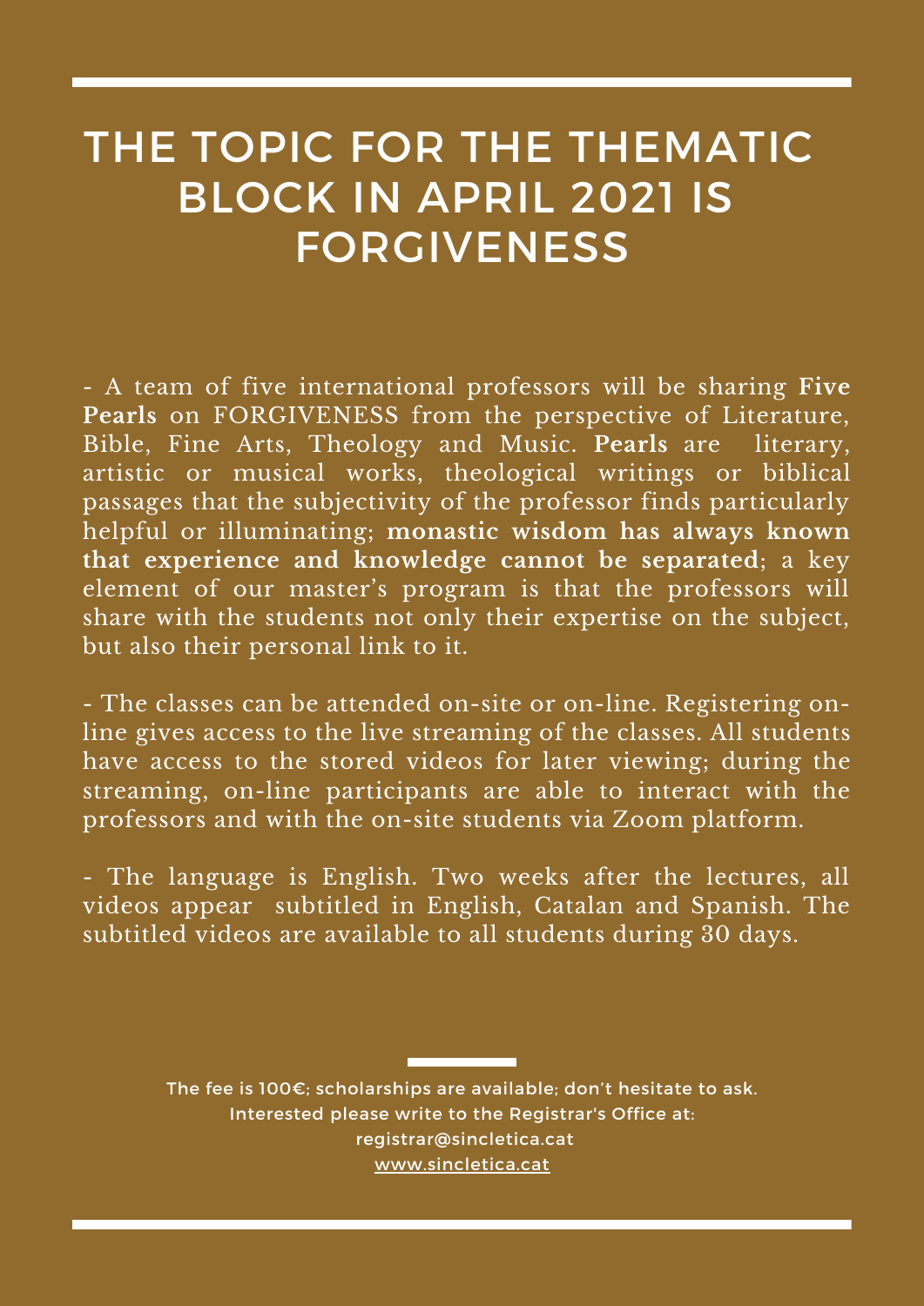# THE TOPIC FOR THE THEMATIC BLOCK IN APRIL 2021 IS FORGIVENESS

- A team of five international professors will be sharing **Five Pearls** on FORGIVENESS from the perspective of Literature, Bible, Fine Arts, Theology and Music. **Pearls** are literary, artistic or musical works, theological writings or biblical passages that the subjectivity of the professor finds particularly helpful or illuminating; **monastic wisdom has always known that experience and knowledge cannot be separated**; a key element of our master's program is that the professors will share with the students not only their expertise on the subject, but also their personal link to it.

- The classes can be attended on-site or on-line. Registering on-line gives access to the live streaming of the classes. All students have access to the stored videos for later viewing; during the streaming, on-line participants are able to interact with the professors and with the on-site students via Zoom platform.

- The language is English. Two weeks after the lectures, all videos appear subtitled in English, Catalan and Spanish. The subtitled videos are available to all students during 30 days.

The fee is 100€; scholarships are available; don't hesitate to ask.
Interested please write to the Registrar's Office at:
registrar@sincletica.cat
www.sincletica.cat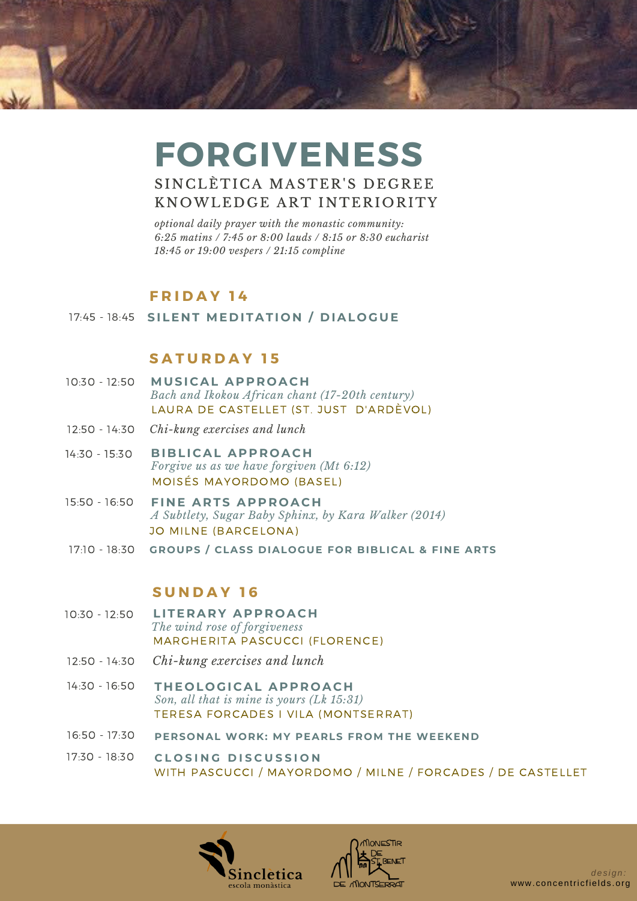# FORGIVENESS

## SINCLÈTICA MASTER'S DEGREE
## KNOWLEDGE ART INTERIORITY

*optional daily prayer with the monastic community:*
*6:25 matins / 7:45 or 8:00 lauds / 8:15 or 8:30 eucharist*
*18:45 or 19:00 vespers / 21:15 compline*

### FRIDAY 14

17:45 - 18:45 **SILENT MEDITATION / DIALOGUE**

### SATURDAY 15

10:30 - 12:50 **MUSICAL APPROACH**
*Bach and Ikokou African chant (17-20th century)*
LAURA DE CASTELLET (ST. JUST D'ARDÈVOL)

12:50 - 14:30 *Chi-kung exercises and lunch*

14:30 - 15:30 **BIBLICAL APPROACH**
*Forgive us as we have forgiven (Mt 6:12)*
MOISÉS MAYORDOMO (BASEL)

15:50 - 16:50 **FINE ARTS APPROACH**
*A Subtlety, Sugar Baby Sphinx, by Kara Walker (2014)*
JO MILNE (BARCELONA)

17:10 - 18:30 **GROUPS / CLASS DIALOGUE FOR BIBLICAL & FINE ARTS**

### SUNDAY 16

10:30 - 12:50 **LITERARY APPROACH**
*The wind rose of forgiveness*
MARGHERITA PASCUCCI (FLORENCE)

12:50 - 14:30 *Chi-kung exercises and lunch*

14:30 - 16:50 **THEOLOGICAL APPROACH**
*Son, all that is mine is yours (Lk 15:31)*
TERESA FORCADES I VILA (MONTSERRAT)

16:50 - 17:30 **PERSONAL WORK: MY PEARLS FROM THE WEEKEND**

17:30 - 18:30 **CLOSING DISCUSSION**
WITH PASCUCCI / MAYORDOMO / MILNE / FORCADES / DE CASTELLET

Sincletica escola monàstica

Monestir de St. Benet de Montserrat

*design:* www.concentricfields.org